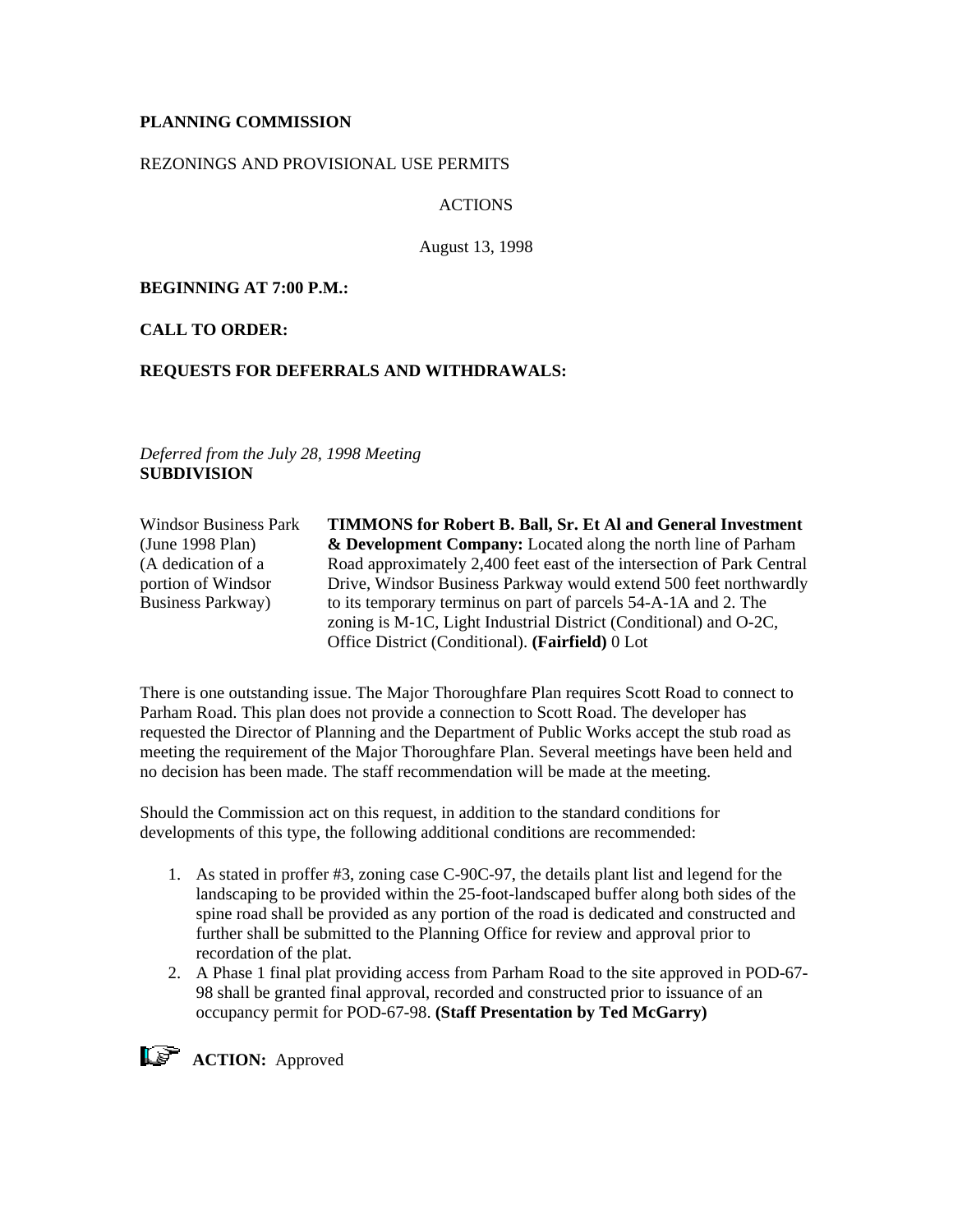**PLANNING COMMISSION**

REZONINGS AND PROVISIONAL USE PERMITS

ACTIONS

August 13, 1998

**BEGINNING AT 7:00 P.M.:**

**CALL TO ORDER:**

**REQUESTS FOR DEFERRALS AND WITHDRAWALS:**

*Deferred from the July 28, 1998 Meeting*
**SUBDIVISION**

| | |
|---|---|
| Windsor Business Park (June 1998 Plan) (A dedication of a portion of Windsor Business Parkway) | **TIMMONS for Robert B. Ball, Sr. Et Al and General Investment & Development Company:** Located along the north line of Parham Road approximately 2,400 feet east of the intersection of Park Central Drive, Windsor Business Parkway would extend 500 feet northwardly to its temporary terminus on part of parcels 54-A-1A and 2. The zoning is M-1C, Light Industrial District (Conditional) and O-2C, Office District (Conditional). **(Fairfield)** 0 Lot |

There is one outstanding issue. The Major Thoroughfare Plan requires Scott Road to connect to Parham Road. This plan does not provide a connection to Scott Road. The developer has requested the Director of Planning and the Department of Public Works accept the stub road as meeting the requirement of the Major Thoroughfare Plan. Several meetings have been held and no decision has been made. The staff recommendation will be made at the meeting.

Should the Commission act on this request, in addition to the standard conditions for developments of this type, the following additional conditions are recommended:

1. As stated in proffer #3, zoning case C-90C-97, the details plant list and legend for the landscaping to be provided within the 25-foot-landscaped buffer along both sides of the spine road shall be provided as any portion of the road is dedicated and constructed and further shall be submitted to the Planning Office for review and approval prior to recordation of the plat.
2. A Phase 1 final plat providing access from Parham Road to the site approved in POD-67-98 shall be granted final approval, recorded and constructed prior to issuance of an occupancy permit for POD-67-98. **(Staff Presentation by Ted McGarry)**

**ACTION:** Approved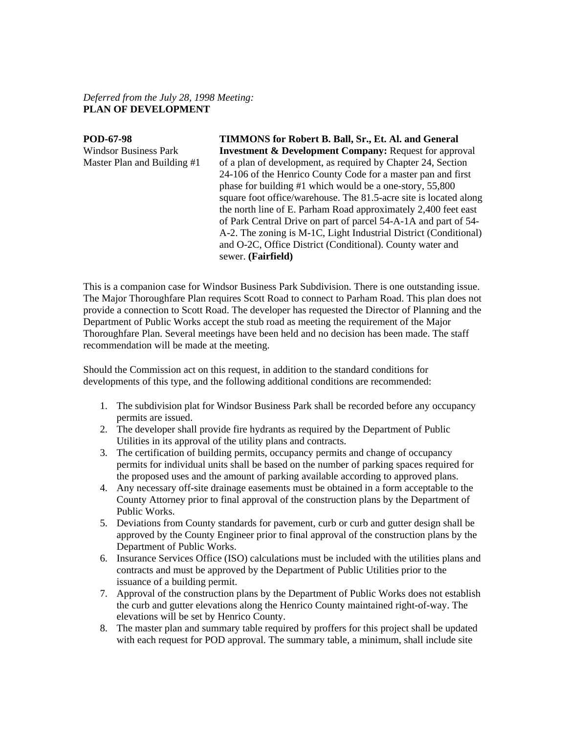*Deferred from the July 28, 1998 Meeting:*
**PLAN OF DEVELOPMENT**

**POD-67-98**
Windsor Business Park
Master Plan and Building #1

**TIMMONS for Robert B. Ball, Sr., Et. Al. and General Investment & Development Company:** Request for approval of a plan of development, as required by Chapter 24, Section 24-106 of the Henrico County Code for a master pan and first phase for building #1 which would be a one-story, 55,800 square foot office/warehouse. The 81.5-acre site is located along the north line of E. Parham Road approximately 2,400 feet east of Park Central Drive on part of parcel 54-A-1A and part of 54-A-2. The zoning is M-1C, Light Industrial District (Conditional) and O-2C, Office District (Conditional). County water and sewer. **(Fairfield)**

This is a companion case for Windsor Business Park Subdivision. There is one outstanding issue. The Major Thoroughfare Plan requires Scott Road to connect to Parham Road. This plan does not provide a connection to Scott Road. The developer has requested the Director of Planning and the Department of Public Works accept the stub road as meeting the requirement of the Major Thoroughfare Plan. Several meetings have been held and no decision has been made. The staff recommendation will be made at the meeting.

Should the Commission act on this request, in addition to the standard conditions for developments of this type, and the following additional conditions are recommended:

1. The subdivision plat for Windsor Business Park shall be recorded before any occupancy permits are issued.
2. The developer shall provide fire hydrants as required by the Department of Public Utilities in its approval of the utility plans and contracts.
3. The certification of building permits, occupancy permits and change of occupancy permits for individual units shall be based on the number of parking spaces required for the proposed uses and the amount of parking available according to approved plans.
4. Any necessary off-site drainage easements must be obtained in a form acceptable to the County Attorney prior to final approval of the construction plans by the Department of Public Works.
5. Deviations from County standards for pavement, curb or curb and gutter design shall be approved by the County Engineer prior to final approval of the construction plans by the Department of Public Works.
6. Insurance Services Office (ISO) calculations must be included with the utilities plans and contracts and must be approved by the Department of Public Utilities prior to the issuance of a building permit.
7. Approval of the construction plans by the Department of Public Works does not establish the curb and gutter elevations along the Henrico County maintained right-of-way. The elevations will be set by Henrico County.
8. The master plan and summary table required by proffers for this project shall be updated with each request for POD approval. The summary table, a minimum, shall include site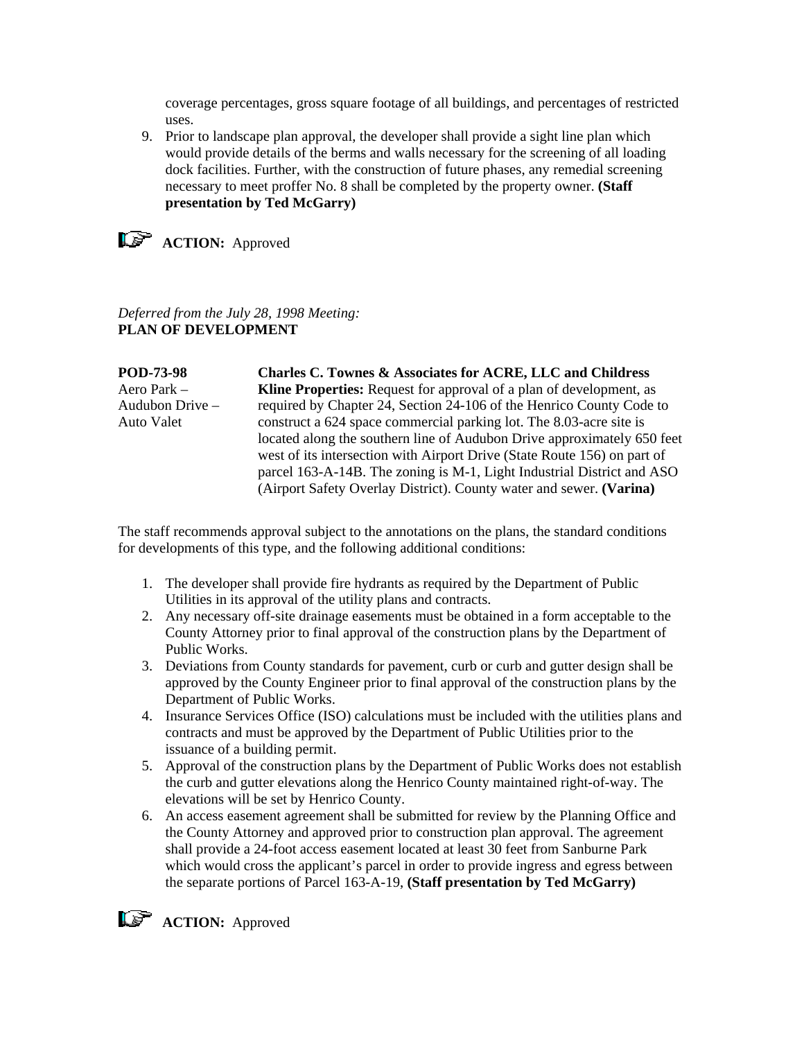coverage percentages, gross square footage of all buildings, and percentages of restricted uses.

9. Prior to landscape plan approval, the developer shall provide a sight line plan which would provide details of the berms and walls necessary for the screening of all loading dock facilities. Further, with the construction of future phases, any remedial screening necessary to meet proffer No. 8 shall be completed by the property owner. **(Staff presentation by Ted McGarry)**

**ACTION:** Approved

*Deferred from the July 28, 1998 Meeting:*
**PLAN OF DEVELOPMENT**

**POD-73-98**
Aero Park – Audubon Drive – Auto Valet

**Charles C. Townes & Associates for ACRE, LLC and Childress Kline Properties:** Request for approval of a plan of development, as required by Chapter 24, Section 24-106 of the Henrico County Code to construct a 624 space commercial parking lot. The 8.03-acre site is located along the southern line of Audubon Drive approximately 650 feet west of its intersection with Airport Drive (State Route 156) on part of parcel 163-A-14B. The zoning is M-1, Light Industrial District and ASO (Airport Safety Overlay District). County water and sewer. **(Varina)**

The staff recommends approval subject to the annotations on the plans, the standard conditions for developments of this type, and the following additional conditions:

1. The developer shall provide fire hydrants as required by the Department of Public Utilities in its approval of the utility plans and contracts.
2. Any necessary off-site drainage easements must be obtained in a form acceptable to the County Attorney prior to final approval of the construction plans by the Department of Public Works.
3. Deviations from County standards for pavement, curb or curb and gutter design shall be approved by the County Engineer prior to final approval of the construction plans by the Department of Public Works.
4. Insurance Services Office (ISO) calculations must be included with the utilities plans and contracts and must be approved by the Department of Public Utilities prior to the issuance of a building permit.
5. Approval of the construction plans by the Department of Public Works does not establish the curb and gutter elevations along the Henrico County maintained right-of-way. The elevations will be set by Henrico County.
6. An access easement agreement shall be submitted for review by the Planning Office and the County Attorney and approved prior to construction plan approval. The agreement shall provide a 24-foot access easement located at least 30 feet from Sanburne Park which would cross the applicant's parcel in order to provide ingress and egress between the separate portions of Parcel 163-A-19, **(Staff presentation by Ted McGarry)**

**ACTION:** Approved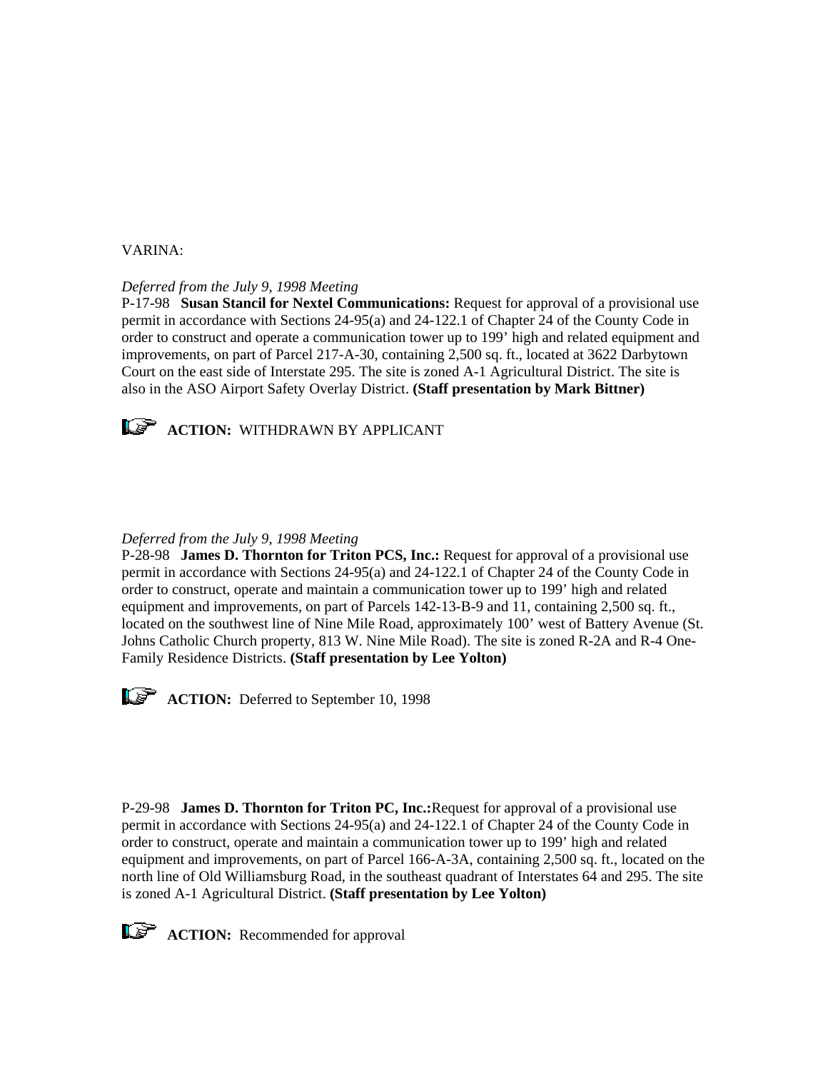VARINA:

*Deferred from the July 9, 1998 Meeting*

P-17-98 **Susan Stancil for Nextel Communications:** Request for approval of a provisional use permit in accordance with Sections 24-95(a) and 24-122.1 of Chapter 24 of the County Code in order to construct and operate a communication tower up to 199' high and related equipment and improvements, on part of Parcel 217-A-30, containing 2,500 sq. ft., located at 3622 Darbytown Court on the east side of Interstate 295. The site is zoned A-1 Agricultural District. The site is also in the ASO Airport Safety Overlay District. **(Staff presentation by Mark Bittner)**

**ACTION:** WITHDRAWN BY APPLICANT

*Deferred from the July 9, 1998 Meeting*

P-28-98 **James D. Thornton for Triton PCS, Inc.:** Request for approval of a provisional use permit in accordance with Sections 24-95(a) and 24-122.1 of Chapter 24 of the County Code in order to construct, operate and maintain a communication tower up to 199' high and related equipment and improvements, on part of Parcels 142-13-B-9 and 11, containing 2,500 sq. ft., located on the southwest line of Nine Mile Road, approximately 100' west of Battery Avenue (St. Johns Catholic Church property, 813 W. Nine Mile Road). The site is zoned R-2A and R-4 One-Family Residence Districts. **(Staff presentation by Lee Yolton)**

**ACTION:** Deferred to September 10, 1998

P-29-98 **James D. Thornton for Triton PC, Inc.:**Request for approval of a provisional use permit in accordance with Sections 24-95(a) and 24-122.1 of Chapter 24 of the County Code in order to construct, operate and maintain a communication tower up to 199' high and related equipment and improvements, on part of Parcel 166-A-3A, containing 2,500 sq. ft., located on the north line of Old Williamsburg Road, in the southeast quadrant of Interstates 64 and 295. The site is zoned A-1 Agricultural District. **(Staff presentation by Lee Yolton)**

**ACTION:** Recommended for approval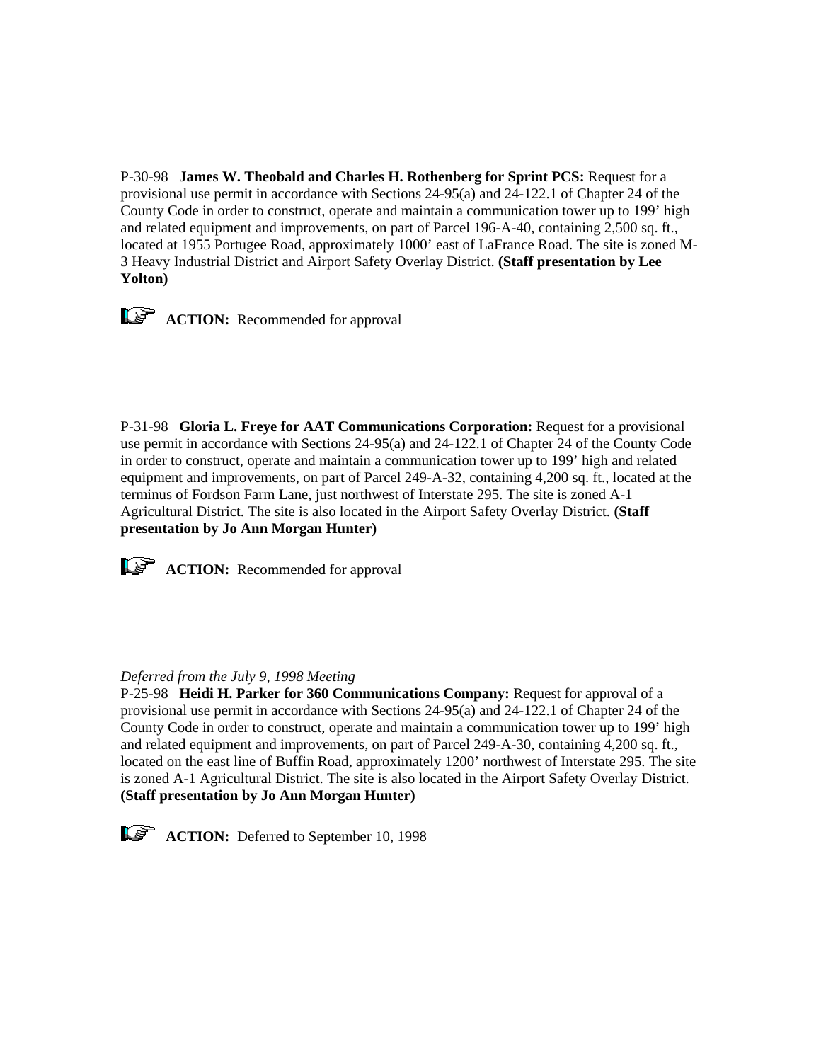P-30-98 **James W. Theobald and Charles H. Rothenberg for Sprint PCS:** Request for a provisional use permit in accordance with Sections 24-95(a) and 24-122.1 of Chapter 24 of the County Code in order to construct, operate and maintain a communication tower up to 199' high and related equipment and improvements, on part of Parcel 196-A-40, containing 2,500 sq. ft., located at 1955 Portugee Road, approximately 1000' east of LaFrance Road. The site is zoned M-3 Heavy Industrial District and Airport Safety Overlay District. **(Staff presentation by Lee Yolton)**

**ACTION:** Recommended for approval

P-31-98 **Gloria L. Freye for AAT Communications Corporation:** Request for a provisional use permit in accordance with Sections 24-95(a) and 24-122.1 of Chapter 24 of the County Code in order to construct, operate and maintain a communication tower up to 199' high and related equipment and improvements, on part of Parcel 249-A-32, containing 4,200 sq. ft., located at the terminus of Fordson Farm Lane, just northwest of Interstate 295. The site is zoned A-1 Agricultural District. The site is also located in the Airport Safety Overlay District. **(Staff presentation by Jo Ann Morgan Hunter)**

**ACTION:** Recommended for approval

*Deferred from the July 9, 1998 Meeting*

P-25-98 **Heidi H. Parker for 360 Communications Company:** Request for approval of a provisional use permit in accordance with Sections 24-95(a) and 24-122.1 of Chapter 24 of the County Code in order to construct, operate and maintain a communication tower up to 199' high and related equipment and improvements, on part of Parcel 249-A-30, containing 4,200 sq. ft., located on the east line of Buffin Road, approximately 1200' northwest of Interstate 295. The site is zoned A-1 Agricultural District. The site is also located in the Airport Safety Overlay District. **(Staff presentation by Jo Ann Morgan Hunter)**

**ACTION:** Deferred to September 10, 1998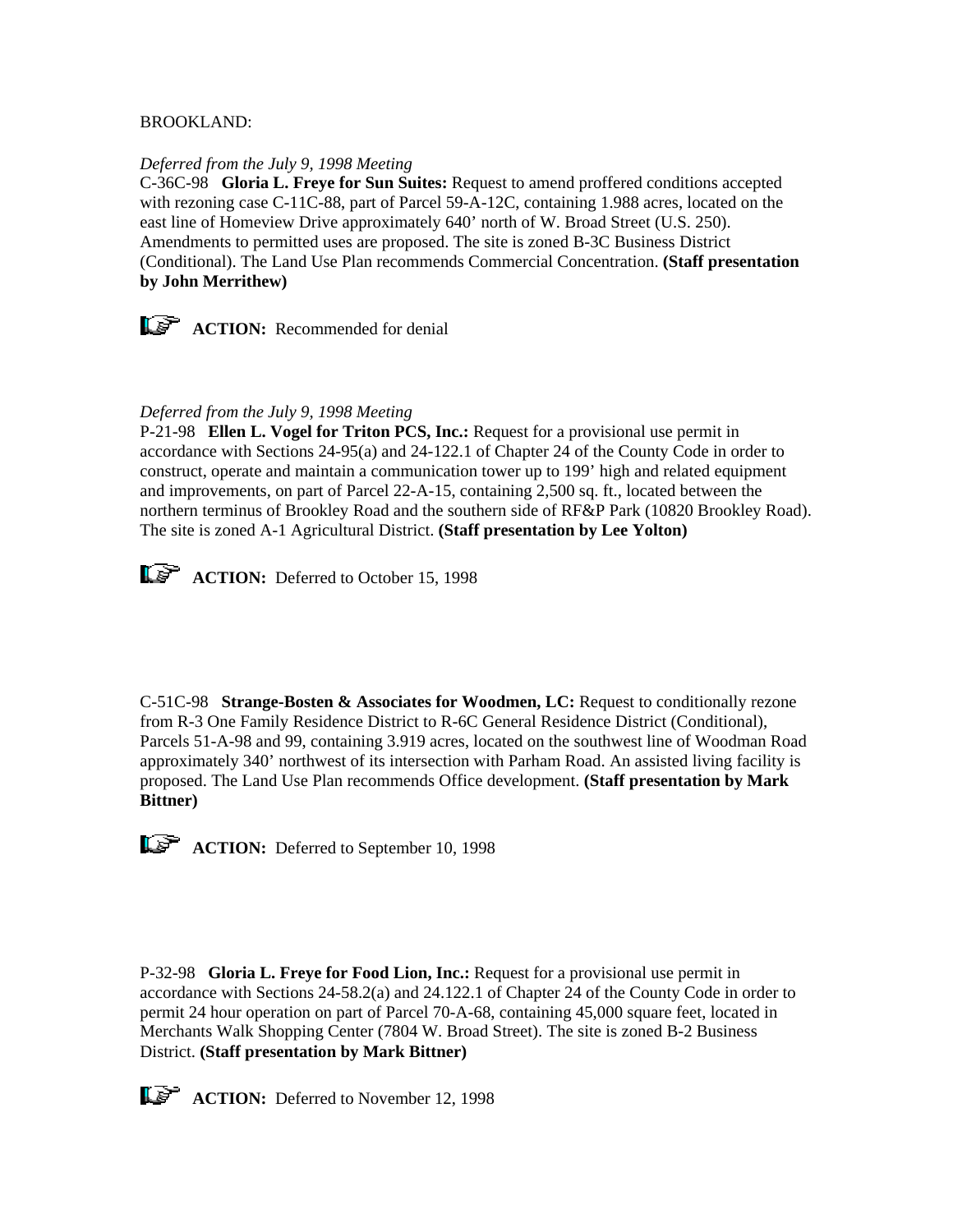BROOKLAND:

*Deferred from the July 9, 1998 Meeting*
C-36C-98 **Gloria L. Freye for Sun Suites:** Request to amend proffered conditions accepted with rezoning case C-11C-88, part of Parcel 59-A-12C, containing 1.988 acres, located on the east line of Homeview Drive approximately 640' north of W. Broad Street (U.S. 250). Amendments to permitted uses are proposed. The site is zoned B-3C Business District (Conditional). The Land Use Plan recommends Commercial Concentration. **(Staff presentation by John Merrithew)**

**ACTION:** Recommended for denial

*Deferred from the July 9, 1998 Meeting*
P-21-98 **Ellen L. Vogel for Triton PCS, Inc.:** Request for a provisional use permit in accordance with Sections 24-95(a) and 24-122.1 of Chapter 24 of the County Code in order to construct, operate and maintain a communication tower up to 199' high and related equipment and improvements, on part of Parcel 22-A-15, containing 2,500 sq. ft., located between the northern terminus of Brookley Road and the southern side of RF&P Park (10820 Brookley Road). The site is zoned A-1 Agricultural District. **(Staff presentation by Lee Yolton)**

**ACTION:** Deferred to October 15, 1998

C-51C-98 **Strange-Bosten & Associates for Woodmen, LC:** Request to conditionally rezone from R-3 One Family Residence District to R-6C General Residence District (Conditional), Parcels 51-A-98 and 99, containing 3.919 acres, located on the southwest line of Woodman Road approximately 340' northwest of its intersection with Parham Road. An assisted living facility is proposed. The Land Use Plan recommends Office development. **(Staff presentation by Mark Bittner)**

**ACTION:** Deferred to September 10, 1998

P-32-98 **Gloria L. Freye for Food Lion, Inc.:** Request for a provisional use permit in accordance with Sections 24-58.2(a) and 24.122.1 of Chapter 24 of the County Code in order to permit 24 hour operation on part of Parcel 70-A-68, containing 45,000 square feet, located in Merchants Walk Shopping Center (7804 W. Broad Street). The site is zoned B-2 Business District. **(Staff presentation by Mark Bittner)**

**ACTION:** Deferred to November 12, 1998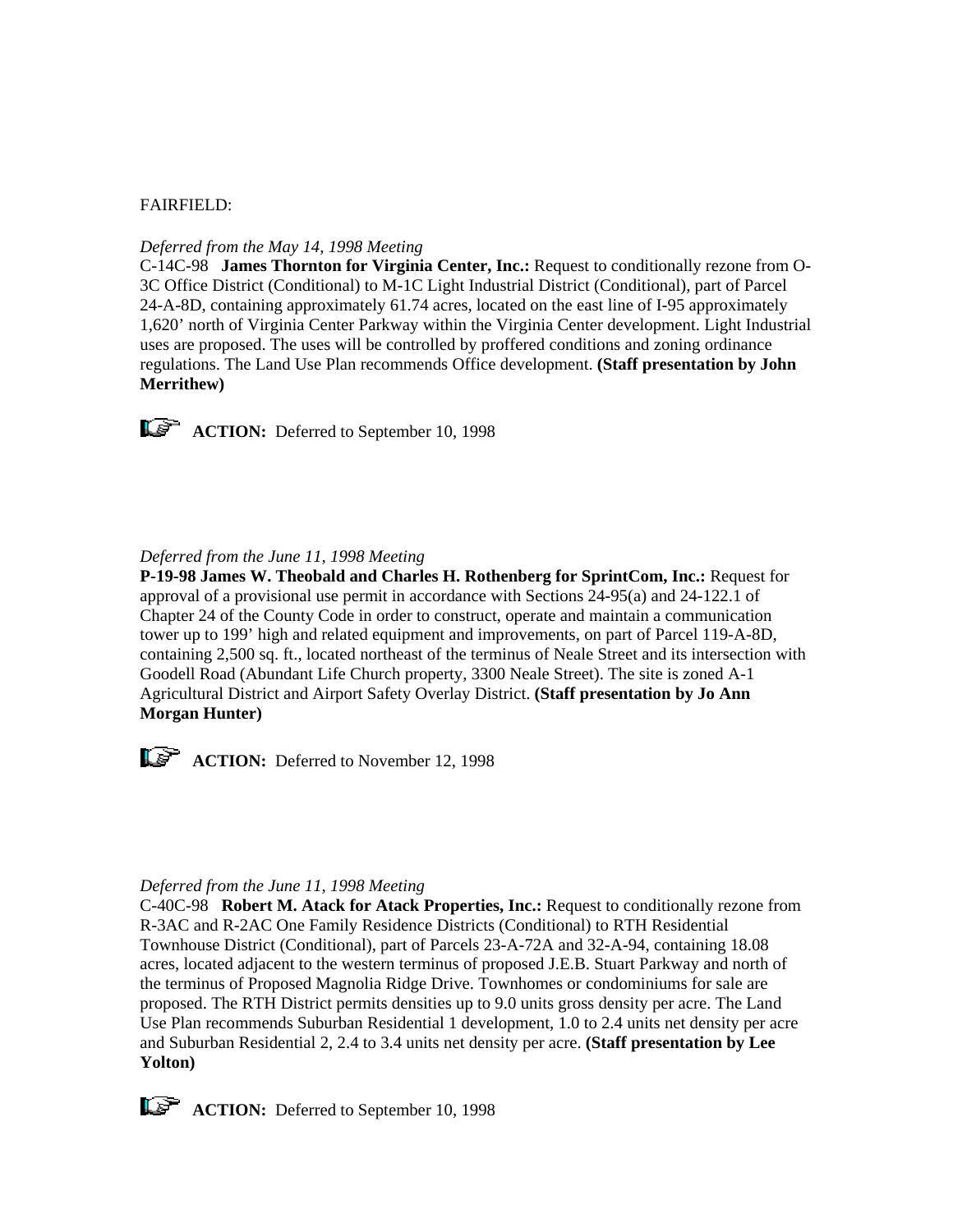FAIRFIELD:

*Deferred from the May 14, 1998 Meeting*

C-14C-98 **James Thornton for Virginia Center, Inc.:** Request to conditionally rezone from O-3C Office District (Conditional) to M-1C Light Industrial District (Conditional), part of Parcel 24-A-8D, containing approximately 61.74 acres, located on the east line of I-95 approximately 1,620' north of Virginia Center Parkway within the Virginia Center development. Light Industrial uses are proposed. The uses will be controlled by proffered conditions and zoning ordinance regulations. The Land Use Plan recommends Office development. **(Staff presentation by John Merrithew)**

**ACTION:** Deferred to September 10, 1998

*Deferred from the June 11, 1998 Meeting*

**P-19-98 James W. Theobald and Charles H. Rothenberg for SprintCom, Inc.:** Request for approval of a provisional use permit in accordance with Sections 24-95(a) and 24-122.1 of Chapter 24 of the County Code in order to construct, operate and maintain a communication tower up to 199' high and related equipment and improvements, on part of Parcel 119-A-8D, containing 2,500 sq. ft., located northeast of the terminus of Neale Street and its intersection with Goodell Road (Abundant Life Church property, 3300 Neale Street). The site is zoned A-1 Agricultural District and Airport Safety Overlay District. **(Staff presentation by Jo Ann Morgan Hunter)**

**ACTION:** Deferred to November 12, 1998

*Deferred from the June 11, 1998 Meeting*

C-40C-98 **Robert M. Atack for Atack Properties, Inc.:** Request to conditionally rezone from R-3AC and R-2AC One Family Residence Districts (Conditional) to RTH Residential Townhouse District (Conditional), part of Parcels 23-A-72A and 32-A-94, containing 18.08 acres, located adjacent to the western terminus of proposed J.E.B. Stuart Parkway and north of the terminus of Proposed Magnolia Ridge Drive. Townhomes or condominiums for sale are proposed. The RTH District permits densities up to 9.0 units gross density per acre. The Land Use Plan recommends Suburban Residential 1 development, 1.0 to 2.4 units net density per acre and Suburban Residential 2, 2.4 to 3.4 units net density per acre. **(Staff presentation by Lee Yolton)**

**ACTION:** Deferred to September 10, 1998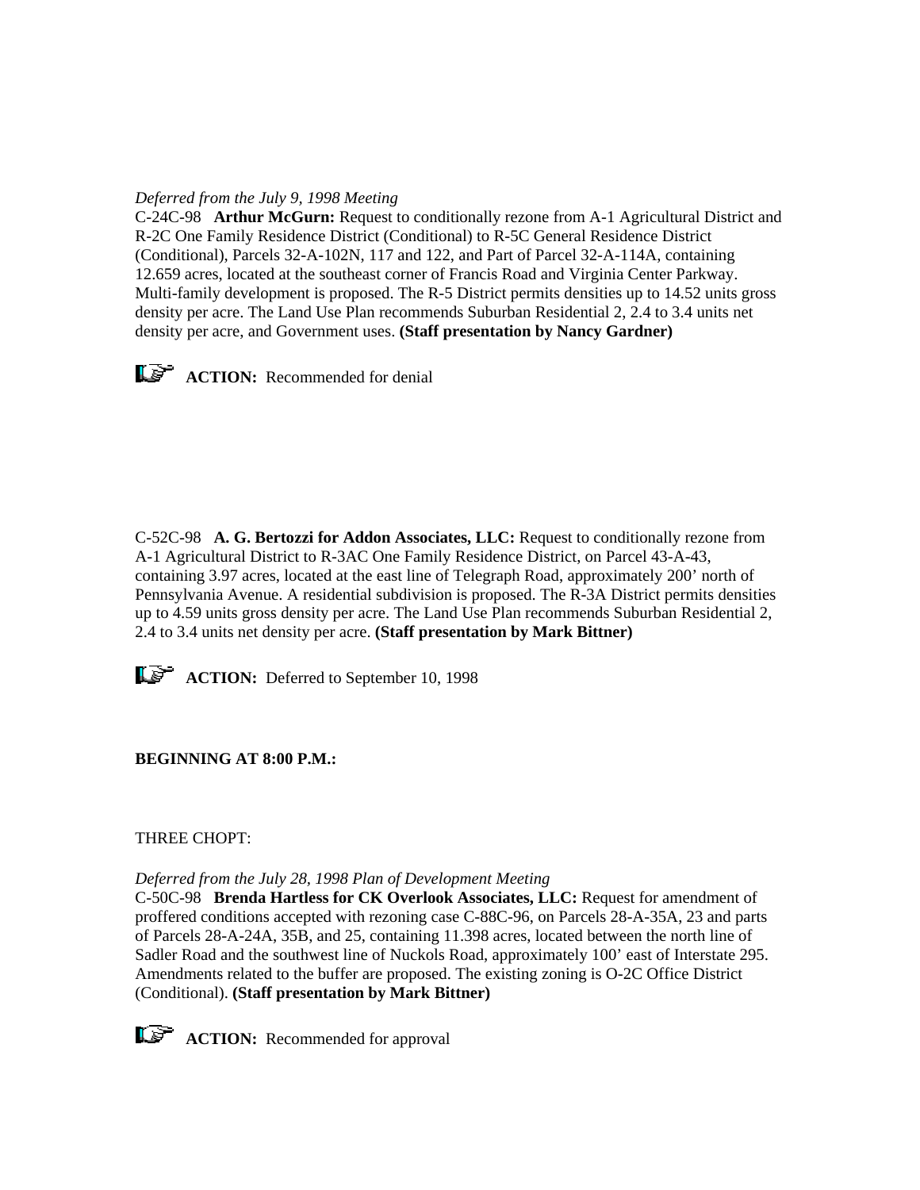*Deferred from the July 9, 1998 Meeting*
C-24C-98 **Arthur McGurn:** Request to conditionally rezone from A-1 Agricultural District and R-2C One Family Residence District (Conditional) to R-5C General Residence District (Conditional), Parcels 32-A-102N, 117 and 122, and Part of Parcel 32-A-114A, containing 12.659 acres, located at the southeast corner of Francis Road and Virginia Center Parkway. Multi-family development is proposed. The R-5 District permits densities up to 14.52 units gross density per acre. The Land Use Plan recommends Suburban Residential 2, 2.4 to 3.4 units net density per acre, and Government uses. **(Staff presentation by Nancy Gardner)**

☞ **ACTION:** Recommended for denial

C-52C-98 **A. G. Bertozzi for Addon Associates, LLC:** Request to conditionally rezone from A-1 Agricultural District to R-3AC One Family Residence District, on Parcel 43-A-43, containing 3.97 acres, located at the east line of Telegraph Road, approximately 200' north of Pennsylvania Avenue. A residential subdivision is proposed. The R-3A District permits densities up to 4.59 units gross density per acre. The Land Use Plan recommends Suburban Residential 2, 2.4 to 3.4 units net density per acre. **(Staff presentation by Mark Bittner)**

☞ **ACTION:** Deferred to September 10, 1998

**BEGINNING AT 8:00 P.M.:**

THREE CHOPT:

*Deferred from the July 28, 1998 Plan of Development Meeting*
C-50C-98 **Brenda Hartless for CK Overlook Associates, LLC:** Request for amendment of proffered conditions accepted with rezoning case C-88C-96, on Parcels 28-A-35A, 23 and parts of Parcels 28-A-24A, 35B, and 25, containing 11.398 acres, located between the north line of Sadler Road and the southwest line of Nuckols Road, approximately 100' east of Interstate 295. Amendments related to the buffer are proposed. The existing zoning is O-2C Office District (Conditional). **(Staff presentation by Mark Bittner)**

☞ **ACTION:** Recommended for approval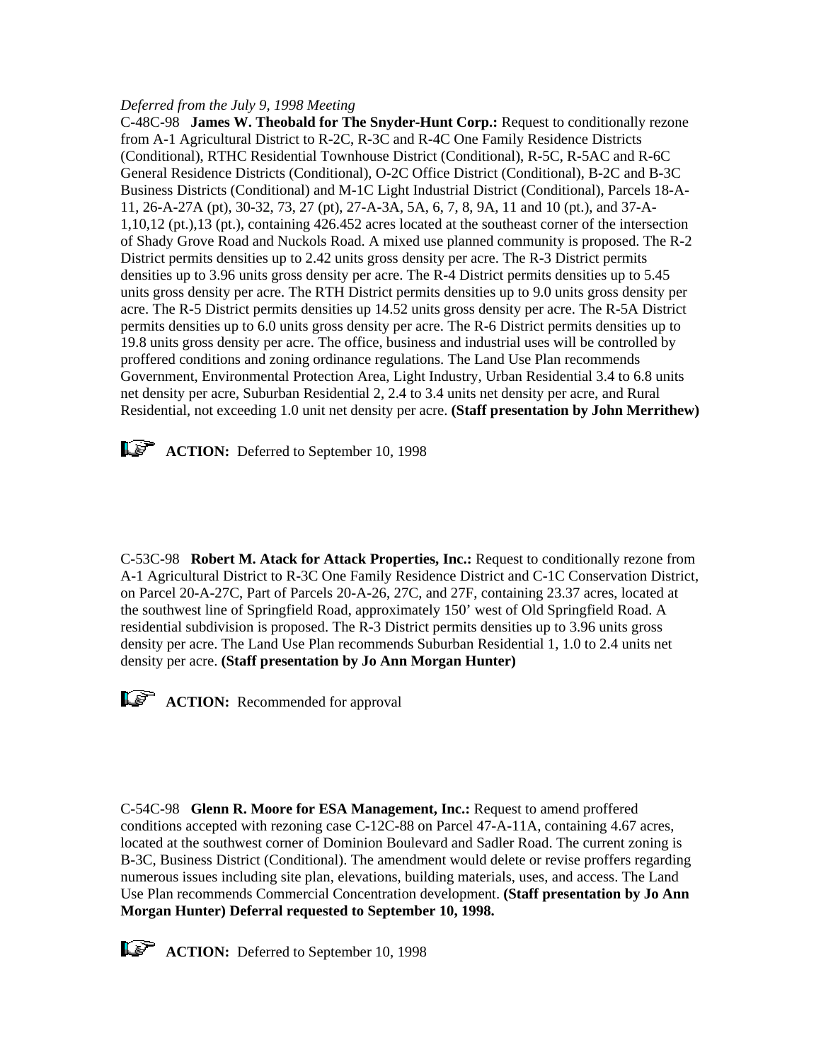*Deferred from the July 9, 1998 Meeting*

C-48C-98 **James W. Theobald for The Snyder-Hunt Corp.:** Request to conditionally rezone from A-1 Agricultural District to R-2C, R-3C and R-4C One Family Residence Districts (Conditional), RTHC Residential Townhouse District (Conditional), R-5C, R-5AC and R-6C General Residence Districts (Conditional), O-2C Office District (Conditional), B-2C and B-3C Business Districts (Conditional) and M-1C Light Industrial District (Conditional), Parcels 18-A-11, 26-A-27A (pt), 30-32, 73, 27 (pt), 27-A-3A, 5A, 6, 7, 8, 9A, 11 and 10 (pt.), and 37-A-1,10,12 (pt.),13 (pt.), containing 426.452 acres located at the southeast corner of the intersection of Shady Grove Road and Nuckols Road. A mixed use planned community is proposed. The R-2 District permits densities up to 2.42 units gross density per acre. The R-3 District permits densities up to 3.96 units gross density per acre. The R-4 District permits densities up to 5.45 units gross density per acre. The RTH District permits densities up to 9.0 units gross density per acre. The R-5 District permits densities up 14.52 units gross density per acre. The R-5A District permits densities up to 6.0 units gross density per acre. The R-6 District permits densities up to 19.8 units gross density per acre. The office, business and industrial uses will be controlled by proffered conditions and zoning ordinance regulations. The Land Use Plan recommends Government, Environmental Protection Area, Light Industry, Urban Residential 3.4 to 6.8 units net density per acre, Suburban Residential 2, 2.4 to 3.4 units net density per acre, and Rural Residential, not exceeding 1.0 unit net density per acre. **(Staff presentation by John Merrithew)**

☞ **ACTION:** Deferred to September 10, 1998

C-53C-98 **Robert M. Atack for Attack Properties, Inc.:** Request to conditionally rezone from A-1 Agricultural District to R-3C One Family Residence District and C-1C Conservation District, on Parcel 20-A-27C, Part of Parcels 20-A-26, 27C, and 27F, containing 23.37 acres, located at the southwest line of Springfield Road, approximately 150' west of Old Springfield Road. A residential subdivision is proposed. The R-3 District permits densities up to 3.96 units gross density per acre. The Land Use Plan recommends Suburban Residential 1, 1.0 to 2.4 units net density per acre. **(Staff presentation by Jo Ann Morgan Hunter)**

☞ **ACTION:** Recommended for approval

C-54C-98 **Glenn R. Moore for ESA Management, Inc.:** Request to amend proffered conditions accepted with rezoning case C-12C-88 on Parcel 47-A-11A, containing 4.67 acres, located at the southwest corner of Dominion Boulevard and Sadler Road. The current zoning is B-3C, Business District (Conditional). The amendment would delete or revise proffers regarding numerous issues including site plan, elevations, building materials, uses, and access. The Land Use Plan recommends Commercial Concentration development. **(Staff presentation by Jo Ann Morgan Hunter) Deferral requested to September 10, 1998.**

☞ **ACTION:** Deferred to September 10, 1998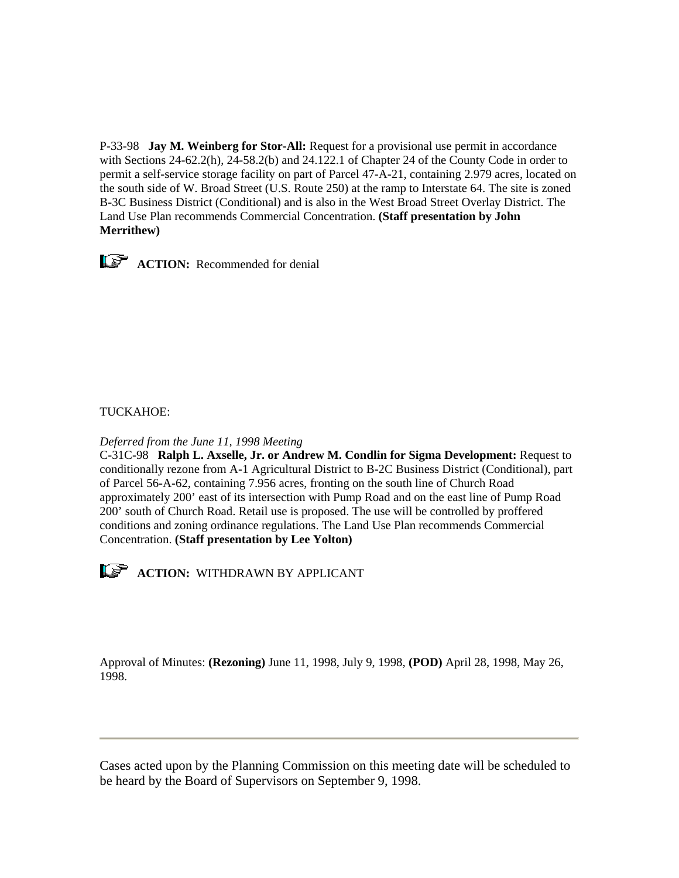P-33-98 **Jay M. Weinberg for Stor-All:** Request for a provisional use permit in accordance with Sections 24-62.2(h), 24-58.2(b) and 24.122.1 of Chapter 24 of the County Code in order to permit a self-service storage facility on part of Parcel 47-A-21, containing 2.979 acres, located on the south side of W. Broad Street (U.S. Route 250) at the ramp to Interstate 64. The site is zoned B-3C Business District (Conditional) and is also in the West Broad Street Overlay District. The Land Use Plan recommends Commercial Concentration. **(Staff presentation by John Merrithew)**

☞ **ACTION:** Recommended for denial

TUCKAHOE:

*Deferred from the June 11, 1998 Meeting*
C-31C-98 **Ralph L. Axselle, Jr. or Andrew M. Condlin for Sigma Development:** Request to conditionally rezone from A-1 Agricultural District to B-2C Business District (Conditional), part of Parcel 56-A-62, containing 7.956 acres, fronting on the south line of Church Road approximately 200' east of its intersection with Pump Road and on the east line of Pump Road 200' south of Church Road. Retail use is proposed. The use will be controlled by proffered conditions and zoning ordinance regulations. The Land Use Plan recommends Commercial Concentration. **(Staff presentation by Lee Yolton)**

☞ **ACTION:** WITHDRAWN BY APPLICANT

Approval of Minutes: **(Rezoning)** June 11, 1998, July 9, 1998, **(POD)** April 28, 1998, May 26, 1998.

---

Cases acted upon by the Planning Commission on this meeting date will be scheduled to be heard by the Board of Supervisors on September 9, 1998.